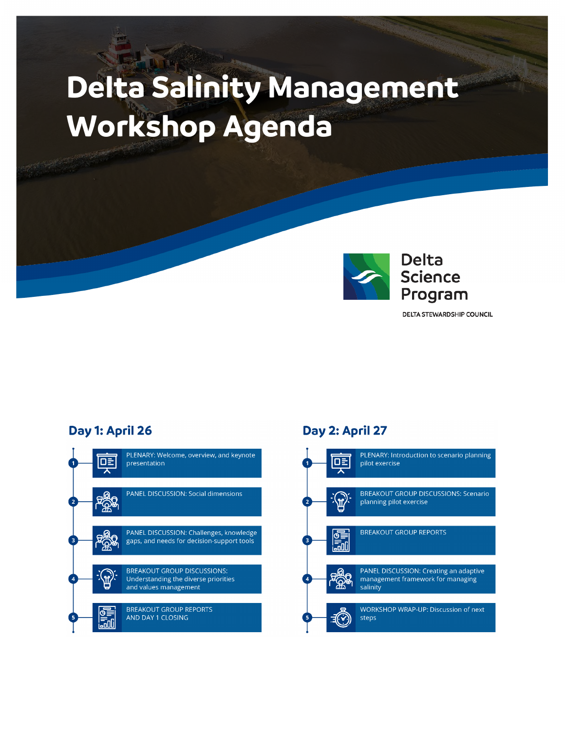# Delta Salinity Management Workshop Agenda

Delta Science Program

DELTA STEWARDSHIP COUNCIL

## Day 1: April 26

1. PLENARY: Welcome, overview, and keynote presentation
2. PANEL DISCUSSION: Social dimensions
3. PANEL DISCUSSION: Challenges, knowledge gaps, and needs for decision-support tools
4. BREAKOUT GROUP DISCUSSIONS: Understanding the diverse priorities and values management
5. BREAKOUT GROUP REPORTS AND DAY 1 CLOSING

## Day 2: April 27

1. PLENARY: Introduction to scenario planning pilot exercise
2. BREAKOUT GROUP DISCUSSIONS: Scenario planning pilot exercise
3. BREAKOUT GROUP REPORTS
4. PANEL DISCUSSION: Creating an adaptive management framework for managing salinity
5. WORKSHOP WRAP-UP: Discussion of next steps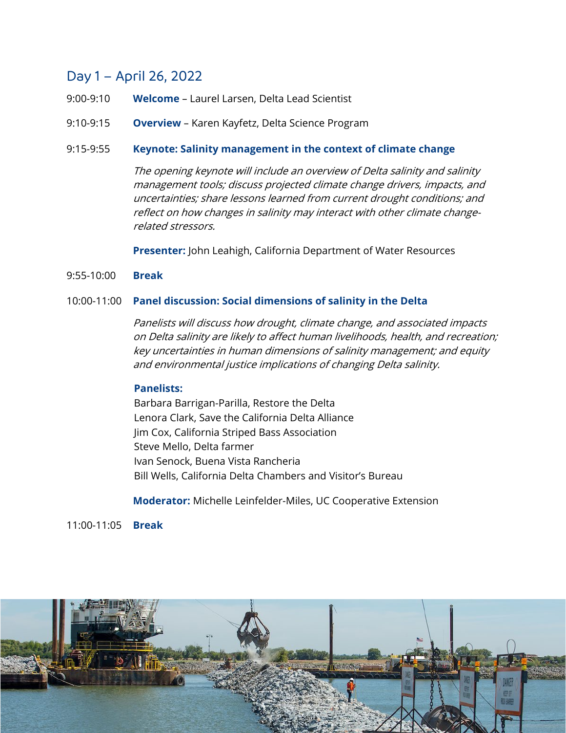## Day 1 – April 26, 2022

9:00-9:10 **Welcome** – Laurel Larsen, Delta Lead Scientist

9:10-9:15 **Overview** – Karen Kayfetz, Delta Science Program

9:15-9:55 **Keynote: Salinity management in the context of climate change**

*The opening keynote will include an overview of Delta salinity and salinity management tools; discuss projected climate change drivers, impacts, and uncertainties; share lessons learned from current drought conditions; and reflect on how changes in salinity may interact with other climate change-related stressors.*

**Presenter:** John Leahigh, California Department of Water Resources

9:55-10:00 **Break**

10:00-11:00 **Panel discussion: Social dimensions of salinity in the Delta**

*Panelists will discuss how drought, climate change, and associated impacts on Delta salinity are likely to affect human livelihoods, health, and recreation; key uncertainties in human dimensions of salinity management; and equity and environmental justice implications of changing Delta salinity.*

**Panelists:**

Barbara Barrigan-Parilla, Restore the Delta
Lenora Clark, Save the California Delta Alliance
Jim Cox, California Striped Bass Association
Steve Mello, Delta farmer
Ivan Senock, Buena Vista Rancheria
Bill Wells, California Delta Chambers and Visitor's Bureau

**Moderator:** Michelle Leinfelder-Miles, UC Cooperative Extension

11:00-11:05 **Break**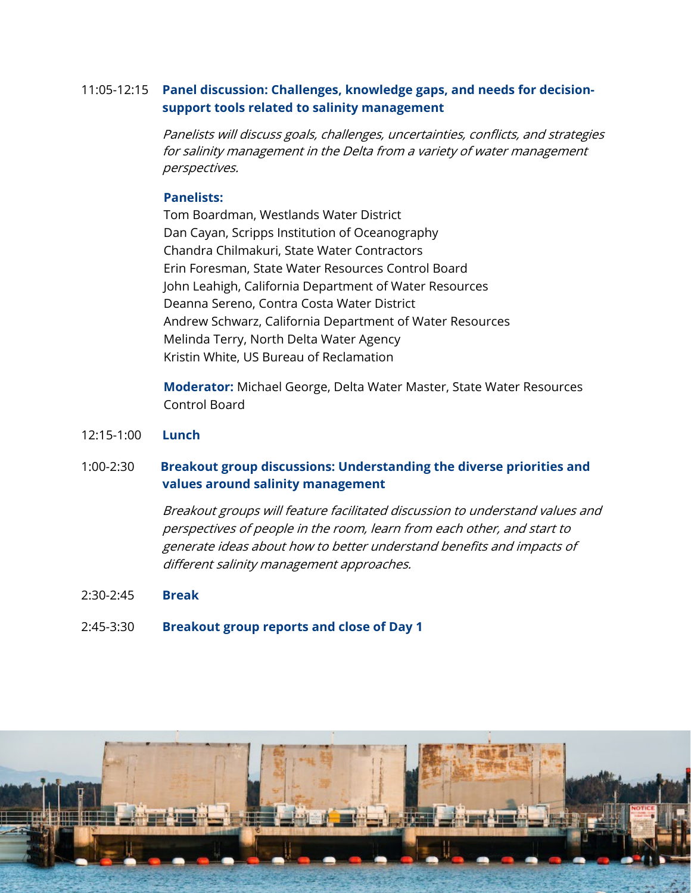11:05-12:15 **Panel discussion: Challenges, knowledge gaps, and needs for decision-support tools related to salinity management**

*Panelists will discuss goals, challenges, uncertainties, conflicts, and strategies for salinity management in the Delta from a variety of water management perspectives.*

**Panelists:**
Tom Boardman, Westlands Water District
Dan Cayan, Scripps Institution of Oceanography
Chandra Chilmakuri, State Water Contractors
Erin Foresman, State Water Resources Control Board
John Leahigh, California Department of Water Resources
Deanna Sereno, Contra Costa Water District
Andrew Schwarz, California Department of Water Resources
Melinda Terry, North Delta Water Agency
Kristin White, US Bureau of Reclamation

**Moderator:** Michael George, Delta Water Master, State Water Resources Control Board

12:15-1:00 **Lunch**

1:00-2:30 **Breakout group discussions: Understanding the diverse priorities and values around salinity management**

*Breakout groups will feature facilitated discussion to understand values and perspectives of people in the room, learn from each other, and start to generate ideas about how to better understand benefits and impacts of different salinity management approaches.*

2:30-2:45 **Break**

2:45-3:30 **Breakout group reports and close of Day 1**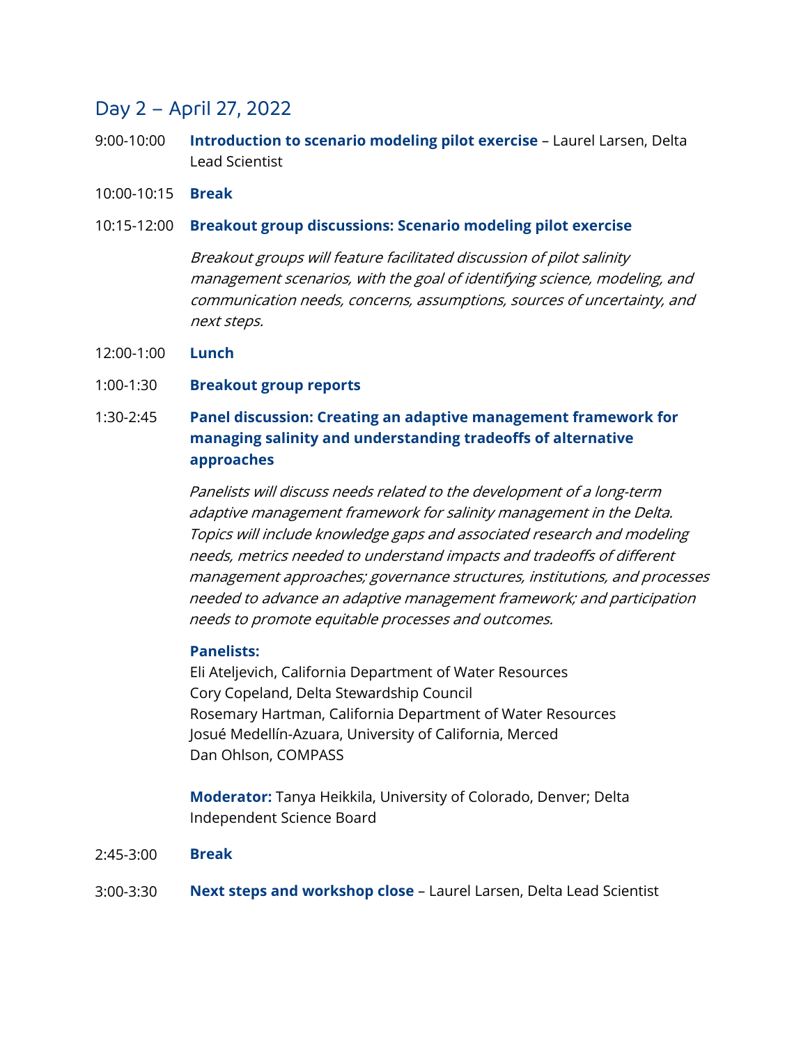## Day 2 – April 27, 2022

9:00-10:00 **Introduction to scenario modeling pilot exercise** – Laurel Larsen, Delta Lead Scientist

10:00-10:15 **Break**

10:15-12:00 **Breakout group discussions: Scenario modeling pilot exercise**

*Breakout groups will feature facilitated discussion of pilot salinity management scenarios, with the goal of identifying science, modeling, and communication needs, concerns, assumptions, sources of uncertainty, and next steps.*

12:00-1:00 **Lunch**

1:00-1:30 **Breakout group reports**

1:30-2:45 **Panel discussion: Creating an adaptive management framework for managing salinity and understanding tradeoffs of alternative approaches**

*Panelists will discuss needs related to the development of a long-term adaptive management framework for salinity management in the Delta. Topics will include knowledge gaps and associated research and modeling needs, metrics needed to understand impacts and tradeoffs of different management approaches; governance structures, institutions, and processes needed to advance an adaptive management framework; and participation needs to promote equitable processes and outcomes.*

**Panelists:**
Eli Ateljevich, California Department of Water Resources
Cory Copeland, Delta Stewardship Council
Rosemary Hartman, California Department of Water Resources
Josué Medellín-Azuara, University of California, Merced
Dan Ohlson, COMPASS

**Moderator:** Tanya Heikkila, University of Colorado, Denver; Delta Independent Science Board

2:45-3:00 **Break**

3:00-3:30 **Next steps and workshop close** – Laurel Larsen, Delta Lead Scientist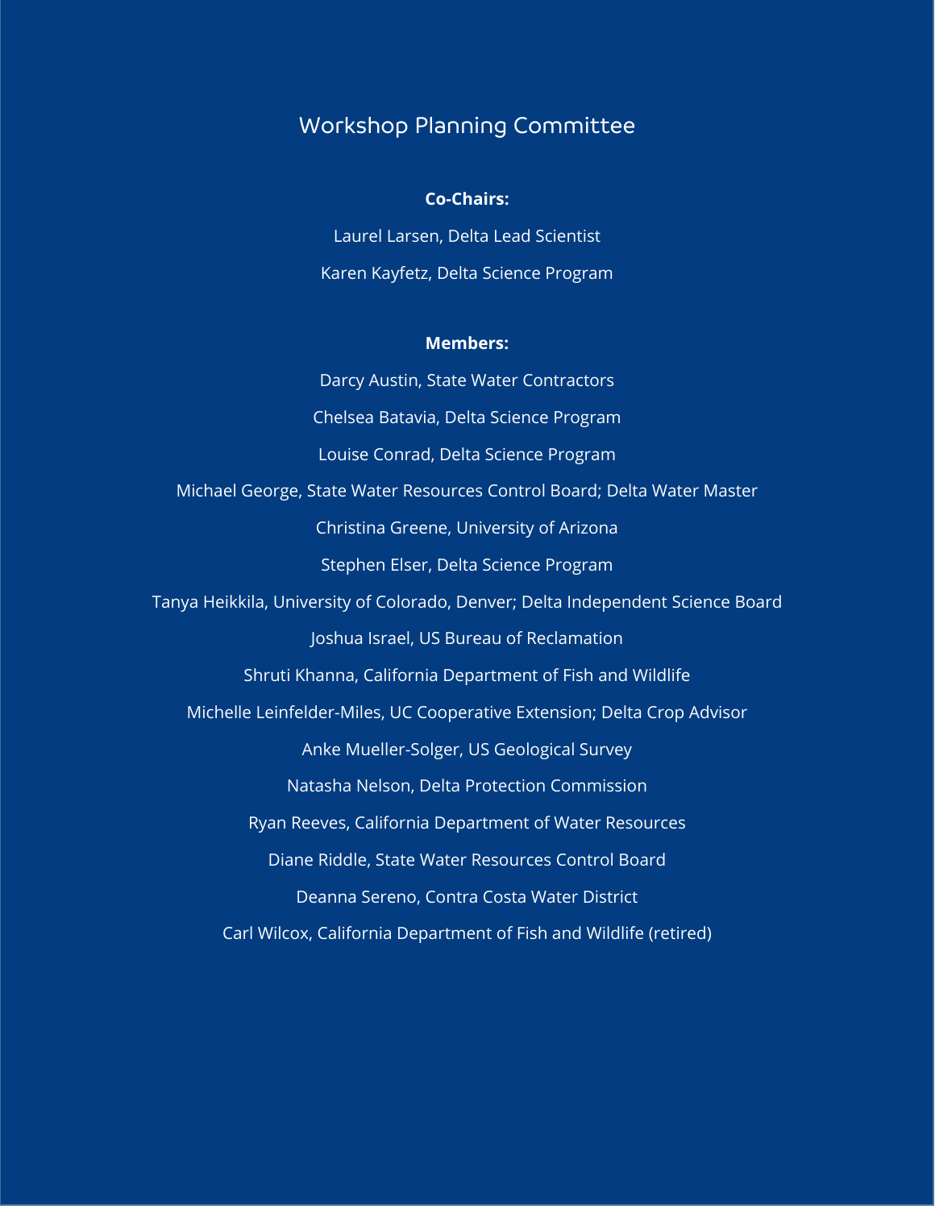# Workshop Planning Committee

**Co-Chairs:**

Laurel Larsen, Delta Lead Scientist

Karen Kayfetz, Delta Science Program

**Members:**

Darcy Austin, State Water Contractors

Chelsea Batavia, Delta Science Program

Louise Conrad, Delta Science Program

Michael George, State Water Resources Control Board; Delta Water Master

Christina Greene, University of Arizona

Stephen Elser, Delta Science Program

Tanya Heikkila, University of Colorado, Denver; Delta Independent Science Board

Joshua Israel, US Bureau of Reclamation

Shruti Khanna, California Department of Fish and Wildlife

Michelle Leinfelder-Miles, UC Cooperative Extension; Delta Crop Advisor

Anke Mueller-Solger, US Geological Survey

Natasha Nelson, Delta Protection Commission

Ryan Reeves, California Department of Water Resources

Diane Riddle, State Water Resources Control Board

Deanna Sereno, Contra Costa Water District

Carl Wilcox, California Department of Fish and Wildlife (retired)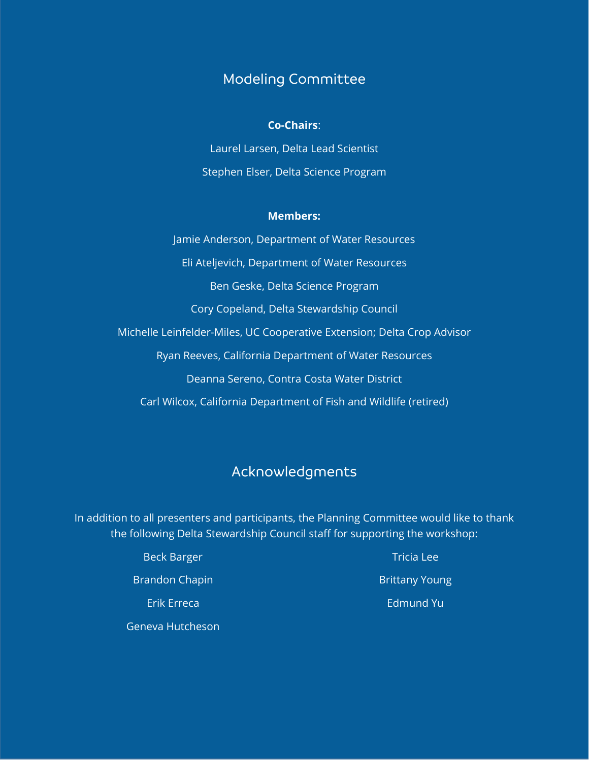## Modeling Committee

**Co-Chairs**:

Laurel Larsen, Delta Lead Scientist

Stephen Elser, Delta Science Program

**Members:**

Jamie Anderson, Department of Water Resources

Eli Ateljevich, Department of Water Resources

Ben Geske, Delta Science Program

Cory Copeland, Delta Stewardship Council

Michelle Leinfelder-Miles, UC Cooperative Extension; Delta Crop Advisor

Ryan Reeves, California Department of Water Resources

Deanna Sereno, Contra Costa Water District

Carl Wilcox, California Department of Fish and Wildlife (retired)

## Acknowledgments

In addition to all presenters and participants, the Planning Committee would like to thank the following Delta Stewardship Council staff for supporting the workshop:

Beck Barger

Brandon Chapin

Erik Erreca

Geneva Hutcheson

Tricia Lee

Brittany Young

Edmund Yu